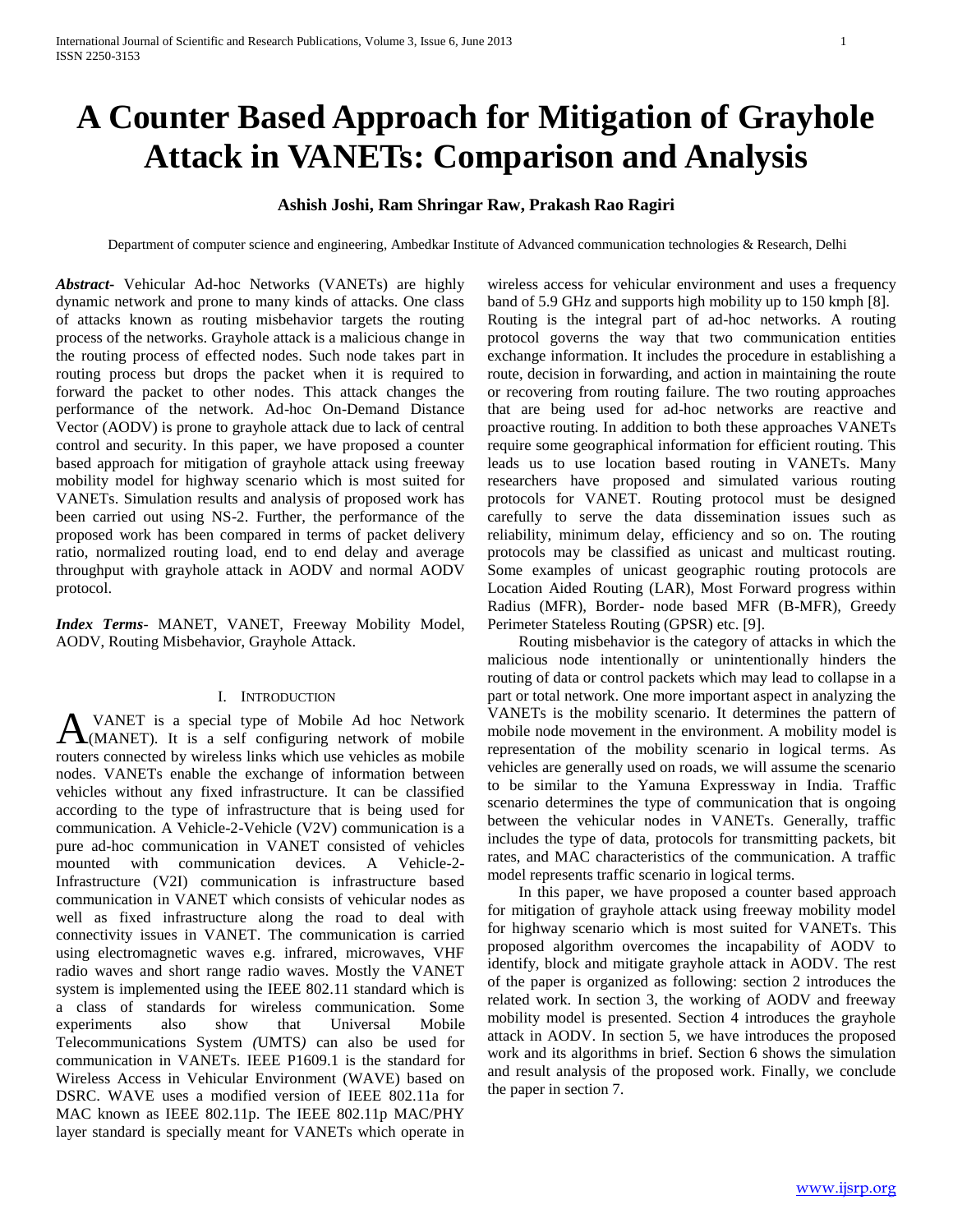# A Counter Based Approach for Mitigation of Grayhole Attack in VANETs: Comparison and Analysis

**Ashish Joshi, Ram Shringar Raw, Prakash Rao Ragiri**

Department of computer science and engineering, Ambedkar Institute of Advanced communication technologies & Research, Delhi

***Abstract***- Vehicular Ad-hoc Networks (VANETs) are highly dynamic network and prone to many kinds of attacks. One class of attacks known as routing misbehavior targets the routing process of the networks. Grayhole attack is a malicious change in the routing process of effected nodes. Such node takes part in routing process but drops the packet when it is required to forward the packet to other nodes. This attack changes the performance of the network. Ad-hoc On-Demand Distance Vector (AODV) is prone to grayhole attack due to lack of central control and security. In this paper, we have proposed a counter based approach for mitigation of grayhole attack using freeway mobility model for highway scenario which is most suited for VANETs. Simulation results and analysis of proposed work has been carried out using NS-2. Further, the performance of the proposed work has been compared in terms of packet delivery ratio, normalized routing load, end to end delay and average throughput with grayhole attack in AODV and normal AODV protocol.

***Index Terms***- MANET, VANET, Freeway Mobility Model, AODV, Routing Misbehavior, Grayhole Attack.

## I. Introduction

A VANET is a special type of Mobile Ad hoc Network (MANET). It is a self configuring network of mobile routers connected by wireless links which use vehicles as mobile nodes. VANETs enable the exchange of information between vehicles without any fixed infrastructure. It can be classified according to the type of infrastructure that is being used for communication. A Vehicle-2-Vehicle (V2V) communication is a pure ad-hoc communication in VANET consisted of vehicles mounted with communication devices. A Vehicle-2-Infrastructure (V2I) communication is infrastructure based communication in VANET which consists of vehicular nodes as well as fixed infrastructure along the road to deal with connectivity issues in VANET. The communication is carried using electromagnetic waves e.g. infrared, microwaves, VHF radio waves and short range radio waves. Mostly the VANET system is implemented using the IEEE 802.11 standard which is a class of standards for wireless communication. Some experiments also show that Universal Mobile Telecommunications System *(*UMTS*)* can also be used for communication in VANETs. IEEE P1609.1 is the standard for Wireless Access in Vehicular Environment (WAVE) based on DSRC. WAVE uses a modified version of IEEE 802.11a for MAC known as IEEE 802.11p. The IEEE 802.11p MAC/PHY layer standard is specially meant for VANETs which operate in wireless access for vehicular environment and uses a frequency band of 5.9 GHz and supports high mobility up to 150 kmph [8]. Routing is the integral part of ad-hoc networks. A routing protocol governs the way that two communication entities exchange information. It includes the procedure in establishing a route, decision in forwarding, and action in maintaining the route or recovering from routing failure. The two routing approaches that are being used for ad-hoc networks are reactive and proactive routing. In addition to both these approaches VANETs require some geographical information for efficient routing. This leads us to use location based routing in VANETs. Many researchers have proposed and simulated various routing protocols for VANET. Routing protocol must be designed carefully to serve the data dissemination issues such as reliability, minimum delay, efficiency and so on. The routing protocols may be classified as unicast and multicast routing. Some examples of unicast geographic routing protocols are Location Aided Routing (LAR), Most Forward progress within Radius (MFR), Border- node based MFR (B-MFR), Greedy Perimeter Stateless Routing (GPSR) etc. [9].

Routing misbehavior is the category of attacks in which the malicious node intentionally or unintentionally hinders the routing of data or control packets which may lead to collapse in a part or total network. One more important aspect in analyzing the VANETs is the mobility scenario. It determines the pattern of mobile node movement in the environment. A mobility model is representation of the mobility scenario in logical terms. As vehicles are generally used on roads, we will assume the scenario to be similar to the Yamuna Expressway in India. Traffic scenario determines the type of communication that is ongoing between the vehicular nodes in VANETs. Generally, traffic includes the type of data, protocols for transmitting packets, bit rates, and MAC characteristics of the communication. A traffic model represents traffic scenario in logical terms.

In this paper, we have proposed a counter based approach for mitigation of grayhole attack using freeway mobility model for highway scenario which is most suited for VANETs. This proposed algorithm overcomes the incapability of AODV to identify, block and mitigate grayhole attack in AODV. The rest of the paper is organized as following: section 2 introduces the related work. In section 3, the working of AODV and freeway mobility model is presented. Section 4 introduces the grayhole attack in AODV. In section 5, we have introduces the proposed work and its algorithms in brief. Section 6 shows the simulation and result analysis of the proposed work. Finally, we conclude the paper in section 7.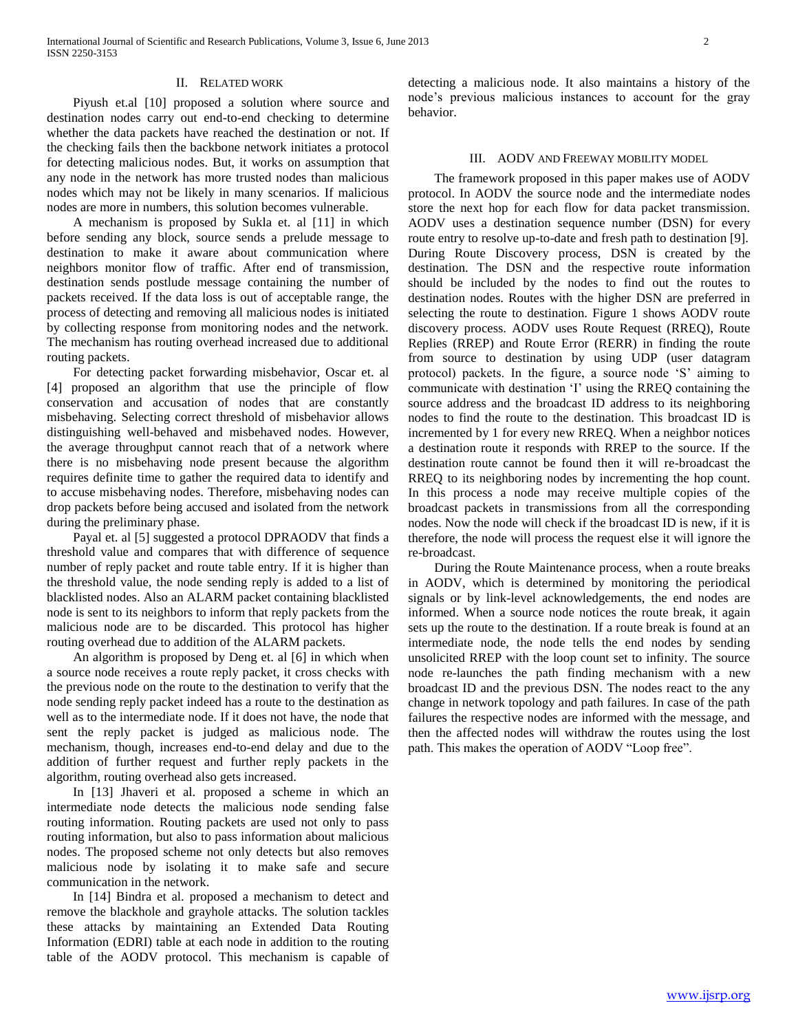## II. RELATED WORK

Piyush et.al [10] proposed a solution where source and destination nodes carry out end-to-end checking to determine whether the data packets have reached the destination or not. If the checking fails then the backbone network initiates a protocol for detecting malicious nodes. But, it works on assumption that any node in the network has more trusted nodes than malicious nodes which may not be likely in many scenarios. If malicious nodes are more in numbers, this solution becomes vulnerable.

A mechanism is proposed by Sukla et. al [11] in which before sending any block, source sends a prelude message to destination to make it aware about communication where neighbors monitor flow of traffic. After end of transmission, destination sends postlude message containing the number of packets received. If the data loss is out of acceptable range, the process of detecting and removing all malicious nodes is initiated by collecting response from monitoring nodes and the network. The mechanism has routing overhead increased due to additional routing packets.

For detecting packet forwarding misbehavior, Oscar et. al [4] proposed an algorithm that use the principle of flow conservation and accusation of nodes that are constantly misbehaving. Selecting correct threshold of misbehavior allows distinguishing well-behaved and misbehaved nodes. However, the average throughput cannot reach that of a network where there is no misbehaving node present because the algorithm requires definite time to gather the required data to identify and to accuse misbehaving nodes. Therefore, misbehaving nodes can drop packets before being accused and isolated from the network during the preliminary phase.

Payal et. al [5] suggested a protocol DPRAODV that finds a threshold value and compares that with difference of sequence number of reply packet and route table entry. If it is higher than the threshold value, the node sending reply is added to a list of blacklisted nodes. Also an ALARM packet containing blacklisted node is sent to its neighbors to inform that reply packets from the malicious node are to be discarded. This protocol has higher routing overhead due to addition of the ALARM packets.

An algorithm is proposed by Deng et. al [6] in which when a source node receives a route reply packet, it cross checks with the previous node on the route to the destination to verify that the node sending reply packet indeed has a route to the destination as well as to the intermediate node. If it does not have, the node that sent the reply packet is judged as malicious node. The mechanism, though, increases end-to-end delay and due to the addition of further request and further reply packets in the algorithm, routing overhead also gets increased.

In [13] Jhaveri et al. proposed a scheme in which an intermediate node detects the malicious node sending false routing information. Routing packets are used not only to pass routing information, but also to pass information about malicious nodes. The proposed scheme not only detects but also removes malicious node by isolating it to make safe and secure communication in the network.

In [14] Bindra et al. proposed a mechanism to detect and remove the blackhole and grayhole attacks. The solution tackles these attacks by maintaining an Extended Data Routing Information (EDRI) table at each node in addition to the routing table of the AODV protocol. This mechanism is capable of detecting a malicious node. It also maintains a history of the node's previous malicious instances to account for the gray behavior.

## III. AODV AND FREEWAY MOBILITY MODEL

The framework proposed in this paper makes use of AODV protocol. In AODV the source node and the intermediate nodes store the next hop for each flow for data packet transmission. AODV uses a destination sequence number (DSN) for every route entry to resolve up-to-date and fresh path to destination [9]. During Route Discovery process, DSN is created by the destination. The DSN and the respective route information should be included by the nodes to find out the routes to destination nodes. Routes with the higher DSN are preferred in selecting the route to destination. Figure 1 shows AODV route discovery process. AODV uses Route Request (RREQ), Route Replies (RREP) and Route Error (RERR) in finding the route from source to destination by using UDP (user datagram protocol) packets. In the figure, a source node 'S' aiming to communicate with destination 'I' using the RREQ containing the source address and the broadcast ID address to its neighboring nodes to find the route to the destination. This broadcast ID is incremented by 1 for every new RREQ. When a neighbor notices a destination route it responds with RREP to the source. If the destination route cannot be found then it will re-broadcast the RREQ to its neighboring nodes by incrementing the hop count. In this process a node may receive multiple copies of the broadcast packets in transmissions from all the corresponding nodes. Now the node will check if the broadcast ID is new, if it is therefore, the node will process the request else it will ignore the re-broadcast.

During the Route Maintenance process, when a route breaks in AODV, which is determined by monitoring the periodical signals or by link-level acknowledgements, the end nodes are informed. When a source node notices the route break, it again sets up the route to the destination. If a route break is found at an intermediate node, the node tells the end nodes by sending unsolicited RREP with the loop count set to infinity. The source node re-launches the path finding mechanism with a new broadcast ID and the previous DSN. The nodes react to the any change in network topology and path failures. In case of the path failures the respective nodes are informed with the message, and then the affected nodes will withdraw the routes using the lost path. This makes the operation of AODV "Loop free".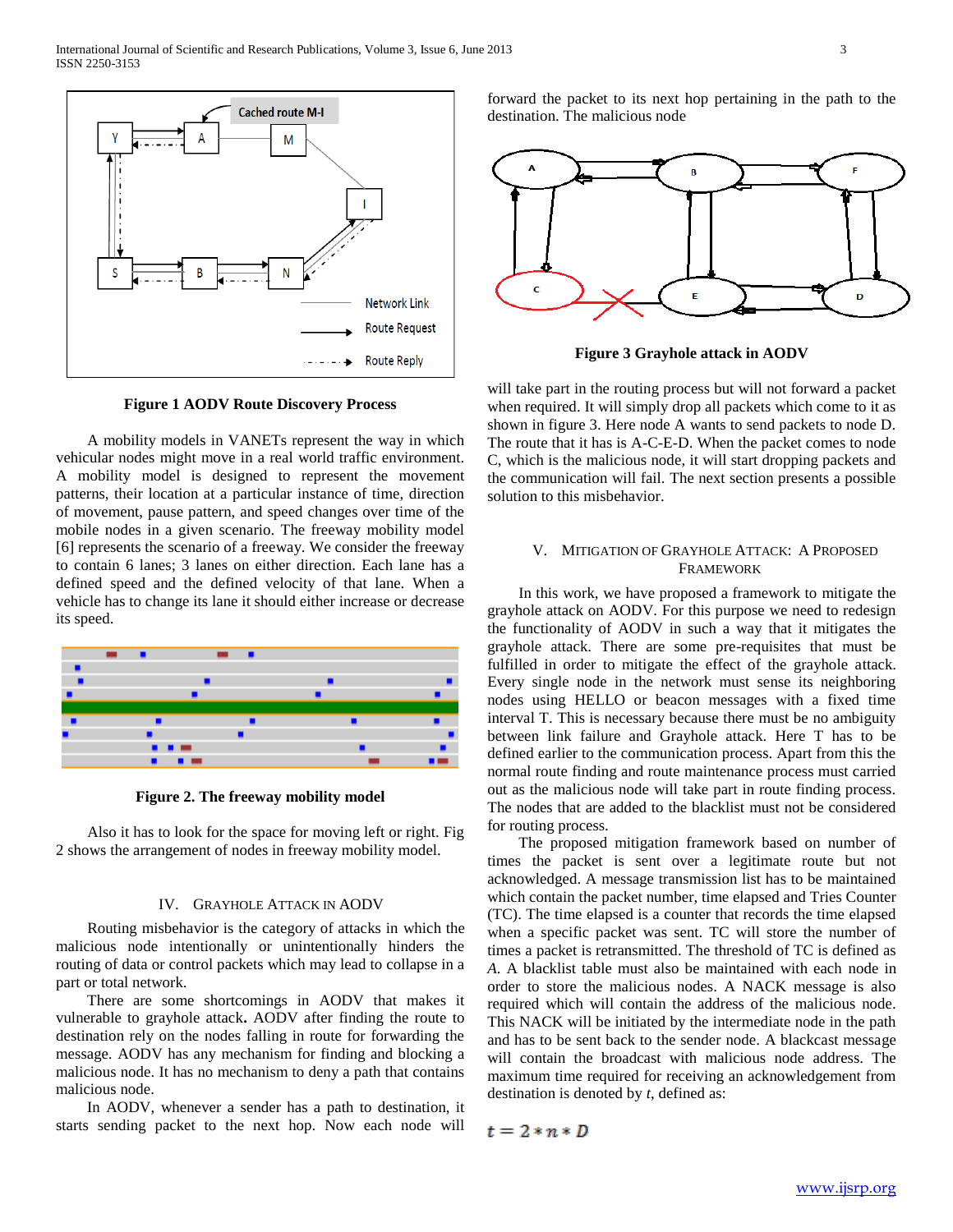**Figure 1 AODV Route Discovery Process**

A mobility models in VANETs represent the way in which vehicular nodes might move in a real world traffic environment. A mobility model is designed to represent the movement patterns, their location at a particular instance of time, direction of movement, pause pattern, and speed changes over time of the mobile nodes in a given scenario. The freeway mobility model [6] represents the scenario of a freeway. We consider the freeway to contain 6 lanes; 3 lanes on either direction. Each lane has a defined speed and the defined velocity of that lane. When a vehicle has to change its lane it should either increase or decrease its speed.

**Figure 2. The freeway mobility model**

Also it has to look for the space for moving left or right. Fig 2 shows the arrangement of nodes in freeway mobility model.

## IV. Grayhole Attack in AODV

Routing misbehavior is the category of attacks in which the malicious node intentionally or unintentionally hinders the routing of data or control packets which may lead to collapse in a part or total network.

There are some shortcomings in AODV that makes it vulnerable to grayhole attack**.** AODV after finding the route to destination rely on the nodes falling in route for forwarding the message. AODV has any mechanism for finding and blocking a malicious node. It has no mechanism to deny a path that contains malicious node.

In AODV, whenever a sender has a path to destination, it starts sending packet to the next hop. Now each node will forward the packet to its next hop pertaining in the path to the destination. The malicious node

**Figure 3 Grayhole attack in AODV**

will take part in the routing process but will not forward a packet when required. It will simply drop all packets which come to it as shown in figure 3. Here node A wants to send packets to node D. The route that it has is A-C-E-D. When the packet comes to node C, which is the malicious node, it will start dropping packets and the communication will fail. The next section presents a possible solution to this misbehavior.

## V. Mitigation of Grayhole Attack: A Proposed Framework

In this work, we have proposed a framework to mitigate the grayhole attack on AODV. For this purpose we need to redesign the functionality of AODV in such a way that it mitigates the grayhole attack. There are some pre-requisites that must be fulfilled in order to mitigate the effect of the grayhole attack. Every single node in the network must sense its neighboring nodes using HELLO or beacon messages with a fixed time interval T. This is necessary because there must be no ambiguity between link failure and Grayhole attack. Here T has to be defined earlier to the communication process. Apart from this the normal route finding and route maintenance process must carried out as the malicious node will take part in route finding process. The nodes that are added to the blacklist must not be considered for routing process.

The proposed mitigation framework based on number of times the packet is sent over a legitimate route but not acknowledged. A message transmission list has to be maintained which contain the packet number, time elapsed and Tries Counter (TC). The time elapsed is a counter that records the time elapsed when a specific packet was sent. TC will store the number of times a packet is retransmitted. The threshold of TC is defined as *A.* A blacklist table must also be maintained with each node in order to store the malicious nodes. A NACK message is also required which will contain the address of the malicious node. This NACK will be initiated by the intermediate node in the path and has to be sent back to the sender node. A blackcast message will contain the broadcast with malicious node address. The maximum time required for receiving an acknowledgement from destination is denoted by *t*, defined as:

$$t = 2 * n * D$$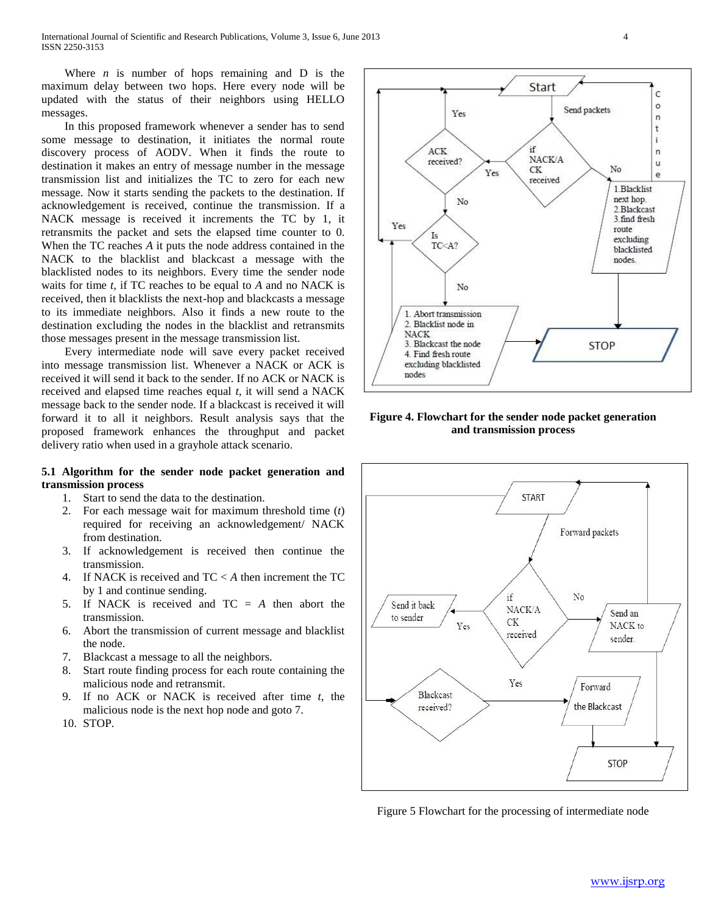Where $n$ is number of hops remaining and D is the maximum delay between two hops. Here every node will be updated with the status of their neighbors using HELLO messages.

In this proposed framework whenever a sender has to send some message to destination, it initiates the normal route discovery process of AODV. When it finds the route to destination it makes an entry of message number in the message transmission list and initializes the TC to zero for each new message. Now it starts sending the packets to the destination. If acknowledgement is received, continue the transmission. If a NACK message is received it increments the TC by 1, it retransmits the packet and sets the elapsed time counter to 0. When the TC reaches $A$ it puts the node address contained in the NACK to the blacklist and blackcast a message with the blacklisted nodes to its neighbors. Every time the sender node waits for time $t$, if TC reaches to be equal to $A$ and no NACK is received, then it blacklists the next-hop and blackcasts a message to its immediate neighbors. Also it finds a new route to the destination excluding the nodes in the blacklist and retransmits those messages present in the message transmission list.

Every intermediate node will save every packet received into message transmission list. Whenever a NACK or ACK is received it will send it back to the sender. If no ACK or NACK is received and elapsed time reaches equal $t$, it will send a NACK message back to the sender node. If a blackcast is received it will forward it to all it neighbors. Result analysis says that the proposed framework enhances the throughput and packet delivery ratio when used in a grayhole attack scenario.

### 5.1 Algorithm for the sender node packet generation and transmission process

1. Start to send the data to the destination.
2. For each message wait for maximum threshold time ($t$) required for receiving an acknowledgement/ NACK from destination.
3. If acknowledgement is received then continue the transmission.
4. If NACK is received and TC < $A$ then increment the TC by 1 and continue sending.
5. If NACK is received and TC = $A$ then abort the transmission.
6. Abort the transmission of current message and blacklist the node.
7. Blackcast a message to all the neighbors.
8. Start route finding process for each route containing the malicious node and retransmit.
9. If no ACK or NACK is received after time $t$, the malicious node is the next hop node and goto 7.
10. STOP.

**Figure 4. Flowchart for the sender node packet generation and transmission process**

Figure 5 Flowchart for the processing of intermediate node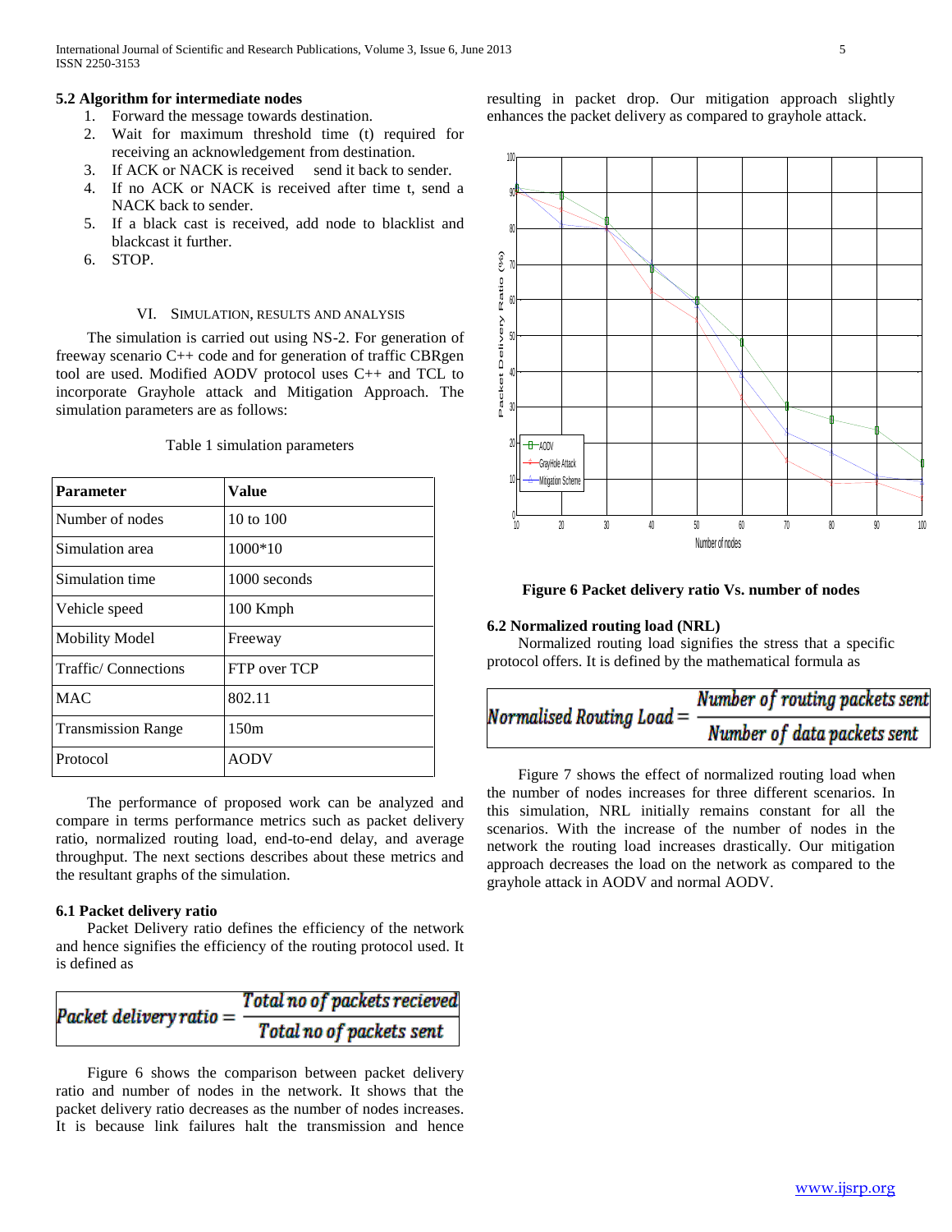### 5.2 Algorithm for intermediate nodes

1. Forward the message towards destination.
2. Wait for maximum threshold time (t) required for receiving an acknowledgement from destination.
3. If ACK or NACK is received  send it back to sender.
4. If no ACK or NACK is received after time t, send a NACK back to sender.
5. If a black cast is received, add node to blacklist and blackcast it further.
6. STOP.

## VI. Simulation, Results and Analysis

The simulation is carried out using NS-2. For generation of freeway scenario C++ code and for generation of traffic CBRgen tool are used. Modified AODV protocol uses C++ and TCL to incorporate Grayhole attack and Mitigation Approach. The simulation parameters are as follows:

Table 1 simulation parameters

| Parameter | Value |
|---|---|
| Number of nodes | 10 to 100 |
| Simulation area | 1000*10 |
| Simulation time | 1000 seconds |
| Vehicle speed | 100 Kmph |
| Mobility Model | Freeway |
| Traffic/ Connections | FTP over TCP |
| MAC | 802.11 |
| Transmission Range | 150m |
| Protocol | AODV |

The performance of proposed work can be analyzed and compare in terms performance metrics such as packet delivery ratio, normalized routing load, end-to-end delay, and average throughput. The next sections describes about these metrics and the resultant graphs of the simulation.

### 6.1 Packet delivery ratio

Packet Delivery ratio defines the efficiency of the network and hence signifies the efficiency of the routing protocol used. It is defined as

$$Packet\ delivery\ ratio = \frac{Total\ no\ of\ packets\ recieved}{Total\ no\ of\ packets\ sent}$$

Figure 6 shows the comparison between packet delivery ratio and number of nodes in the network. It shows that the packet delivery ratio decreases as the number of nodes increases. It is because link failures halt the transmission and hence resulting in packet drop. Our mitigation approach slightly enhances the packet delivery as compared to grayhole attack.

**Figure 6 Packet delivery ratio Vs. number of nodes**

### 6.2 Normalized routing load (NRL)

Normalized routing load signifies the stress that a specific protocol offers. It is defined by the mathematical formula as

$$Normalised\ Routing\ Load = \frac{Number\ of\ routing\ packets\ sent}{Number\ of\ data\ packets\ sent}$$

Figure 7 shows the effect of normalized routing load when the number of nodes increases for three different scenarios. In this simulation, NRL initially remains constant for all the scenarios. With the increase of the number of nodes in the network the routing load increases drastically. Our mitigation approach decreases the load on the network as compared to the grayhole attack in AODV and normal AODV.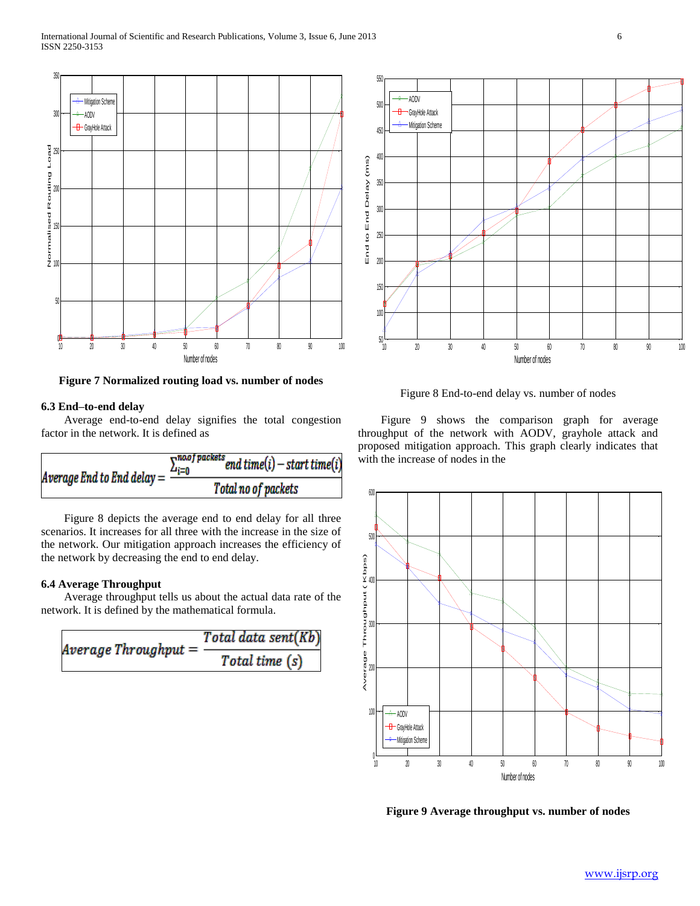Figure 7 Normalized routing load vs. number of nodes

### 6.3 End–to-end delay

Average end-to-end delay signifies the total congestion factor in the network. It is defined as

$$Average\ End\ to\ End\ delay = \frac{\sum_{i=0}^{no\,of\,packets} end\ time(i) - start\ time(i)}{Total\ no\ of\ packets}$$

Figure 8 depicts the average end to end delay for all three scenarios. It increases for all three with the increase in the size of the network. Our mitigation approach increases the efficiency of the network by decreasing the end to end delay.

### 6.4 Average Throughput

Average throughput tells us about the actual data rate of the network. It is defined by the mathematical formula.

$$Average\ Throughput = \frac{Total\ data\ sent(Kb)}{Total\ time\ (s)}$$

Figure 8 End-to-end delay vs. number of nodes

Figure 9 shows the comparison graph for average throughput of the network with AODV, grayhole attack and proposed mitigation approach. This graph clearly indicates that with the increase of nodes in the

**Figure 9 Average throughput vs. number of nodes**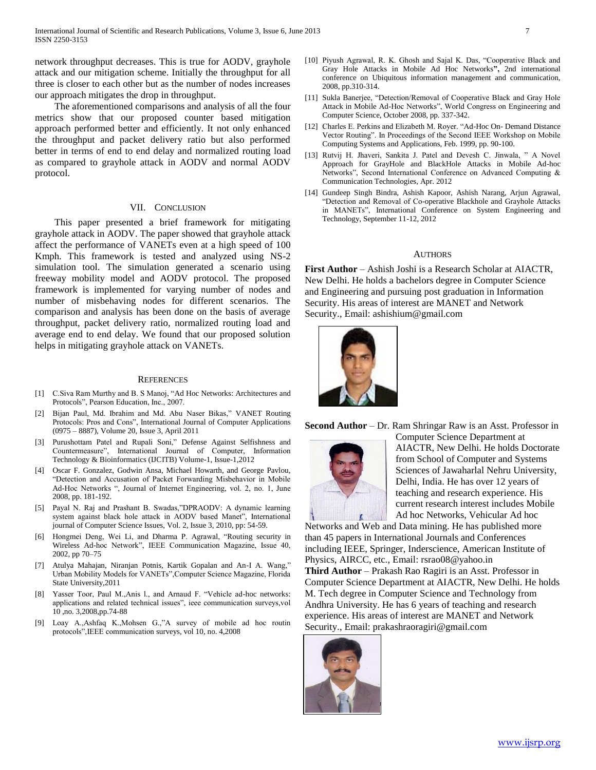network throughput decreases. This is true for AODV, grayhole attack and our mitigation scheme. Initially the throughput for all three is closer to each other but as the number of nodes increases our approach mitigates the drop in throughput.

The aforementioned comparisons and analysis of all the four metrics show that our proposed counter based mitigation approach performed better and efficiently. It not only enhanced the throughput and packet delivery ratio but also performed better in terms of end to end delay and normalized routing load as compared to grayhole attack in AODV and normal AODV protocol.

## VII. Conclusion

This paper presented a brief framework for mitigating grayhole attack in AODV. The paper showed that grayhole attack affect the performance of VANETs even at a high speed of 100 Kmph. This framework is tested and analyzed using NS-2 simulation tool. The simulation generated a scenario using freeway mobility model and AODV protocol. The proposed framework is implemented for varying number of nodes and number of misbehaving nodes for different scenarios. The comparison and analysis has been done on the basis of average throughput, packet delivery ratio, normalized routing load and average end to end delay. We found that our proposed solution helps in mitigating grayhole attack on VANETs.

## References

[1] C.Siva Ram Murthy and B. S Manoj, "Ad Hoc Networks: Architectures and Protocols", Pearson Education, Inc., 2007.

[2] Bijan Paul, Md. Ibrahim and Md. Abu Naser Bikas," VANET Routing Protocols: Pros and Cons", International Journal of Computer Applications (0975 – 8887), Volume 20, Issue 3, April 2011

[3] Purushottam Patel and Rupali Soni," Defense Against Selfishness and Countermeasure", International Journal of Computer, Information Technology & Bioinformatics (IJCITB) Volume-1, Issue-1,2012

[4] Oscar F. Gonzalez, Godwin Ansa, Michael Howarth, and George Pavlou, "Detection and Accusation of Packet Forwarding Misbehavior in Mobile Ad-Hoc Networks ", Journal of Internet Engineering, vol. 2, no. 1, June 2008, pp. 181-192.

[5] Payal N. Raj and Prashant B. Swadas,"DPRAODV: A dynamic learning system against black hole attack in AODV based Manet", International journal of Computer Science Issues, Vol. 2, Issue 3, 2010, pp: 54-59.

[6] Hongmei Deng, Wei Li, and Dharma P. Agrawal, "Routing security in Wireless Ad-hoc Network", IEEE Communication Magazine, Issue 40, 2002, pp 70–75

[7] Atulya Mahajan, Niranjan Potnis, Kartik Gopalan and An-I A. Wang," Urban Mobility Models for VANETs",Computer Science Magazine, Florida State University,2011

[8] Yasser Toor, Paul M.,Anis l., and Arnaud F. "Vehicle ad-hoc networks: applications and related technical issues", ieee communication surveys,vol 10 ,no. 3,2008,pp.74-88

[9] Loay A.,Ashfaq K.,Mohsen G.,"A survey of mobile ad hoc routin protocols",IEEE communication surveys, vol 10, no. 4,2008

[10] Piyush Agrawal, R. K. Ghosh and Sajal K. Das, "Cooperative Black and Gray Hole Attacks in Mobile Ad Hoc Networks", 2nd international conference on Ubiquitous information management and communication, 2008, pp.310-314.

[11] Sukla Banerjee, "Detection/Removal of Cooperative Black and Gray Hole Attack in Mobile Ad-Hoc Networks", World Congress on Engineering and Computer Science, October 2008, pp. 337-342.

[12] Charles E. Perkins and Elizabeth M. Royer. "Ad-Hoc On- Demand Distance Vector Routing". In Proceedings of the Second IEEE Workshop on Mobile Computing Systems and Applications, Feb. 1999, pp. 90-100.

[13] Rutvij H. Jhaveri, Sankita J. Patel and Devesh C. Jinwala, " A Novel Approach for GrayHole and BlackHole Attacks in Mobile Ad-hoc Networks", Second International Conference on Advanced Computing & Communication Technologies, Apr. 2012

[14] Gundeep Singh Bindra, Ashish Kapoor, Ashish Narang, Arjun Agrawal, "Detection and Removal of Co-operative Blackhole and Grayhole Attacks in MANETs", International Conference on System Engineering and Technology, September 11-12, 2012

## Authors

**First Author** – Ashish Joshi is a Research Scholar at AIACTR, New Delhi. He holds a bachelors degree in Computer Science and Engineering and pursuing post graduation in Information Security. His areas of interest are MANET and Network Security., Email: ashishium@gmail.com

**Second Author** – Dr. Ram Shringar Raw is an Asst. Professor in Computer Science Department at AIACTR, New Delhi. He holds Doctorate from School of Computer and Systems Sciences of Jawaharlal Nehru University, Delhi, India. He has over 12 years of teaching and research experience. His current research interest includes Mobile Ad hoc Networks, Vehicular Ad hoc Networks and Web and Data mining. He has published more than 45 papers in International Journals and Conferences including IEEE, Springer, Inderscience, American Institute of Physics, AIRCC, etc., Email: rsrao08@yahoo.in

**Third Author** – Prakash Rao Ragiri is an Asst. Professor in Computer Science Department at AIACTR, New Delhi. He holds M. Tech degree in Computer Science and Technology from Andhra University. He has 6 years of teaching and research experience. His areas of interest are MANET and Network Security., Email: prakashraoragiri@gmail.com